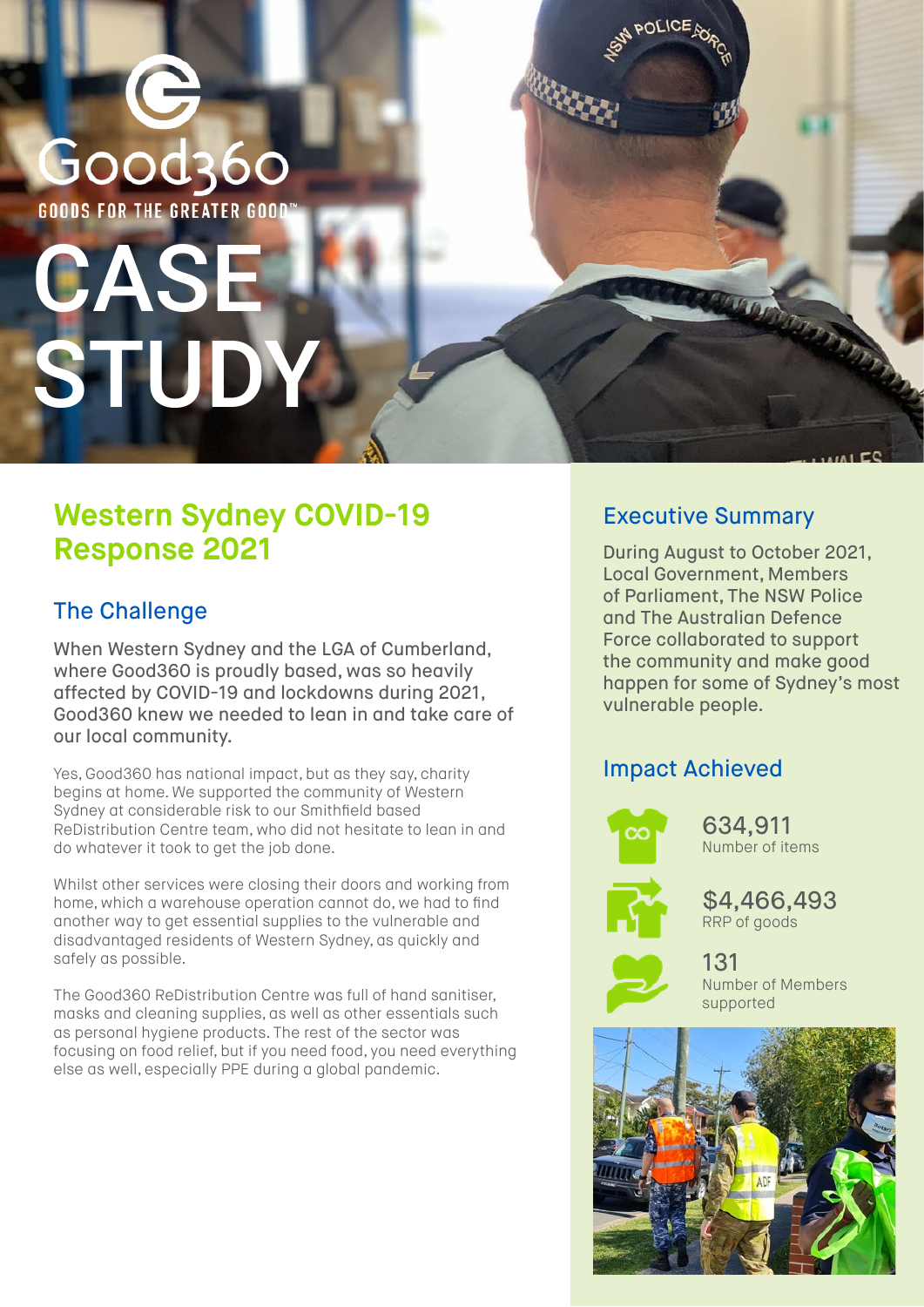Good360

GOODS FOR THE GREATER GOOD™

# CASE STUDY

## Western Sydney COVID-19 Response 2021

### The Challenge

When Western Sydney and the LGA of Cumberland, where Good360 is proudly based, was so heavily affected by COVID-19 and lockdowns during 2021, Good360 knew we needed to lean in and take care of our local community.

Yes, Good360 has national impact, but as they say, charity begins at home. We supported the community of Western Sydney at considerable risk to our Smithfield based ReDistribution Centre team, who did not hesitate to lean in and do whatever it took to get the job done.

Whilst other services were closing their doors and working from home, which a warehouse operation cannot do, we had to find another way to get essential supplies to the vulnerable and disadvantaged residents of Western Sydney, as quickly and safely as possible.

The Good360 ReDistribution Centre was full of hand sanitiser, masks and cleaning supplies, as well as other essentials such as personal hygiene products. The rest of the sector was focusing on food relief, but if you need food, you need everything else as well, especially PPE during a global pandemic.

### Executive Summary

During August to October 2021, Local Government, Members of Parliament, The NSW Police and The Australian Defence Force collaborated to support the community and make good happen for some of Sydney's most vulnerable people.

### Impact Achieved

634,911
Number of items

$4,466,493
RRP of goods

131
Number of Members supported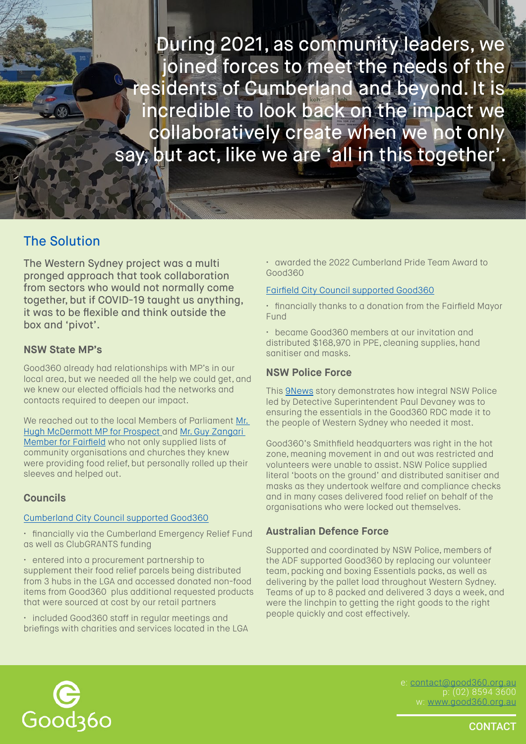During 2021, as community leaders, we joined forces to meet the needs of the residents of Cumberland and beyond. It is incredible to look back on the impact we collaboratively create when we not only say, but act, like we are 'all in this together'.

## The Solution

The Western Sydney project was a multi pronged approach that took collaboration from sectors who would not normally come together, but if COVID-19 taught us anything, it was to be flexible and think outside the box and 'pivot'.

### NSW State MP's

Good360 already had relationships with MP's in our local area, but we needed all the help we could get, and we knew our elected officials had the networks and contacts required to deepen our impact.

We reached out to the local Members of Parliament Mr. Hugh McDermott MP for Prospect and Mr. Guy Zangari Member for Fairfield who not only supplied lists of community organisations and churches they knew were providing food relief, but personally rolled up their sleeves and helped out.

### Councils

Cumberland City Council supported Good360

- financially via the Cumberland Emergency Relief Fund as well as ClubGRANTS funding
- entered into a procurement partnership to supplement their food relief parcels being distributed from 3 hubs in the LGA and accessed donated non-food items from Good360 plus additional requested products that were sourced at cost by our retail partners
- included Good360 staff in regular meetings and briefings with charities and services located in the LGA
- awarded the 2022 Cumberland Pride Team Award to Good360

Fairfield City Council supported Good360

- financially thanks to a donation from the Fairfield Mayor Fund
- became Good360 members at our invitation and distributed $168,970 in PPE, cleaning supplies, hand sanitiser and masks.

### NSW Police Force

This 9News story demonstrates how integral NSW Police led by Detective Superintendent Paul Devaney was to ensuring the essentials in the Good360 RDC made it to the people of Western Sydney who needed it most.

Good360's Smithfield headquarters was right in the hot zone, meaning movement in and out was restricted and volunteers were unable to assist. NSW Police supplied literal 'boots on the ground' and distributed sanitiser and masks as they undertook welfare and compliance checks and in many cases delivered food relief on behalf of the organisations who were locked out themselves.

### Australian Defence Force

Supported and coordinated by NSW Police, members of the ADF supported Good360 by replacing our volunteer team, packing and boxing Essentials packs, as well as delivering by the pallet load throughout Western Sydney. Teams of up to 8 packed and delivered 3 days a week, and were the linchpin to getting the right goods to the right people quickly and cost effectively.

Good360

e: contact@good360.org.au
p: (02) 8594 3600
w: www.good360.org.au

CONTACT